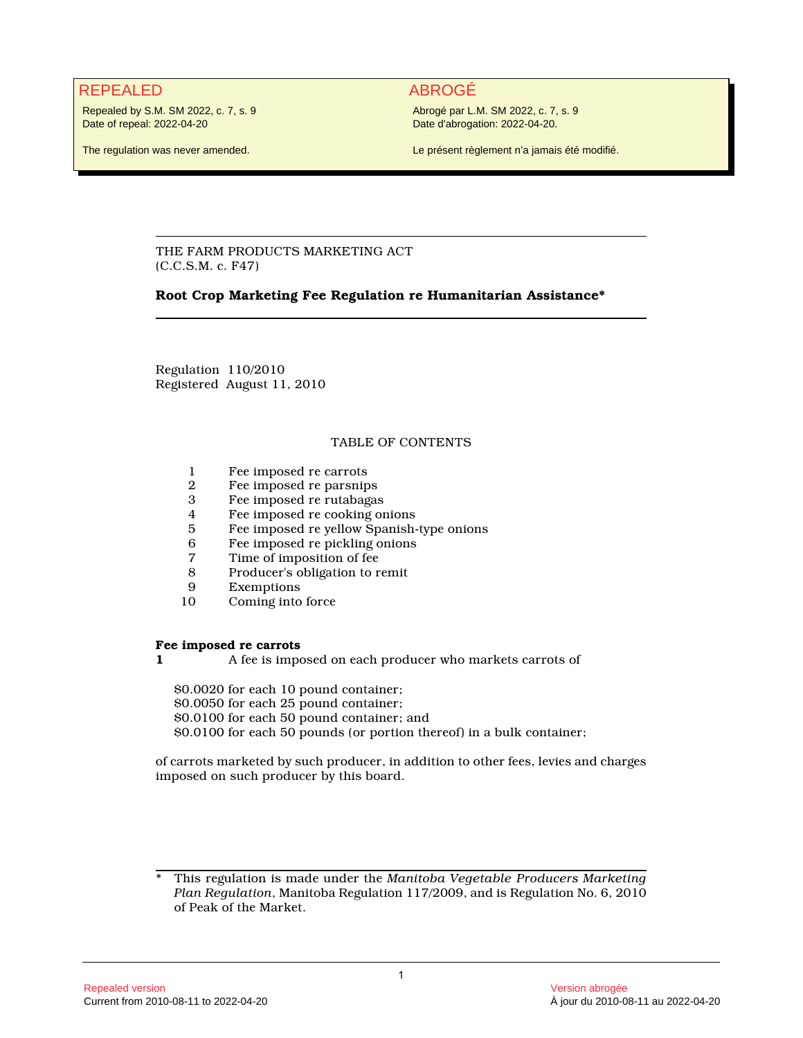REPEALED

Repealed by S.M. SM 2022, c. 7, s. 9
Date of repeal: 2022-04-20

The regulation was never amended.

ABROGÉ

Abrogé par L.M. SM 2022, c. 7, s. 9
Date d'abrogation: 2022-04-20.

Le présent règlement n'a jamais été modifié.

---

THE FARM PRODUCTS MARKETING ACT
(C.C.S.M. c. F47)

**Root Crop Marketing Fee Regulation re Humanitarian Assistance***

---

Regulation 110/2010
Registered August 11, 2010

TABLE OF CONTENTS

1 Fee imposed re carrots
2 Fee imposed re parsnips
3 Fee imposed re rutabagas
4 Fee imposed re cooking onions
5 Fee imposed re yellow Spanish-type onions
6 Fee imposed re pickling onions
7 Time of imposition of fee
8 Producer's obligation to remit
9 Exemptions
10 Coming into force

**Fee imposed re carrots**

**1** A fee is imposed on each producer who markets carrots of

$0.0020 for each 10 pound container;
$0.0050 for each 25 pound container;
$0.0100 for each 50 pound container; and
$0.0100 for each 50 pounds (or portion thereof) in a bulk container;

of carrots marketed by such producer, in addition to other fees, levies and charges imposed on such producer by this board.

---

\* This regulation is made under the *Manitoba Vegetable Producers Marketing Plan Regulation*, Manitoba Regulation 117/2009, and is Regulation No. 6, 2010 of Peak of the Market.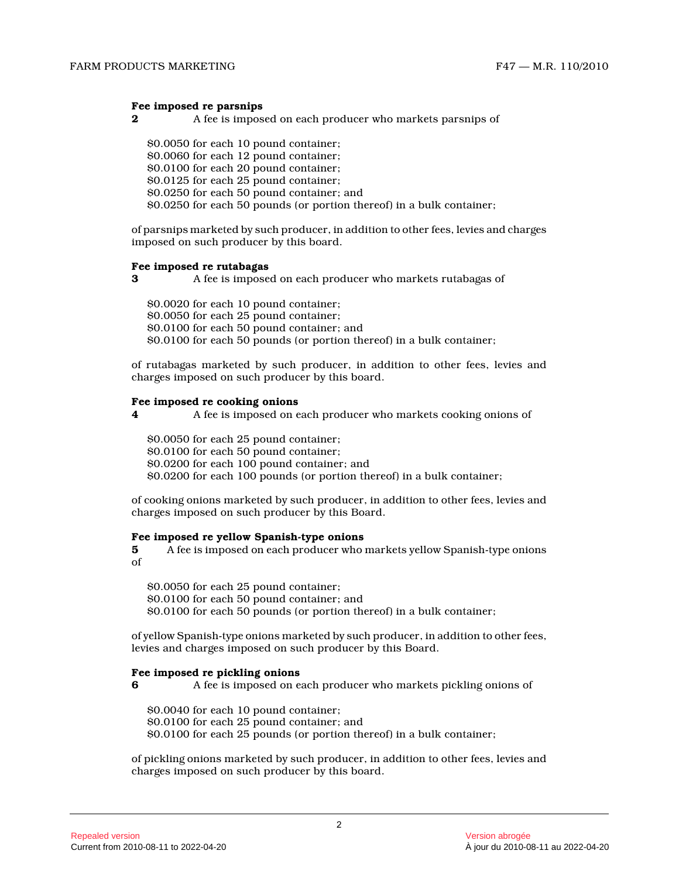**Fee imposed re parsnips**

**2** A fee is imposed on each producer who markets parsnips of

$0.0050 for each 10 pound container;
$0.0060 for each 12 pound container;
$0.0100 for each 20 pound container;
$0.0125 for each 25 pound container;
$0.0250 for each 50 pound container; and
$0.0250 for each 50 pounds (or portion thereof) in a bulk container;

of parsnips marketed by such producer, in addition to other fees, levies and charges imposed on such producer by this board.

**Fee imposed re rutabagas**

**3** A fee is imposed on each producer who markets rutabagas of

$0.0020 for each 10 pound container;
$0.0050 for each 25 pound container;
$0.0100 for each 50 pound container; and
$0.0100 for each 50 pounds (or portion thereof) in a bulk container;

of rutabagas marketed by such producer, in addition to other fees, levies and charges imposed on such producer by this board.

**Fee imposed re cooking onions**

**4** A fee is imposed on each producer who markets cooking onions of

$0.0050 for each 25 pound container;
$0.0100 for each 50 pound container;
$0.0200 for each 100 pound container; and
$0.0200 for each 100 pounds (or portion thereof) in a bulk container;

of cooking onions marketed by such producer, in addition to other fees, levies and charges imposed on such producer by this Board.

**Fee imposed re yellow Spanish-type onions**

**5** A fee is imposed on each producer who markets yellow Spanish-type onions of

$0.0050 for each 25 pound container;
$0.0100 for each 50 pound container; and
$0.0100 for each 50 pounds (or portion thereof) in a bulk container;

of yellow Spanish-type onions marketed by such producer, in addition to other fees, levies and charges imposed on such producer by this Board.

**Fee imposed re pickling onions**

**6** A fee is imposed on each producer who markets pickling onions of

$0.0040 for each 10 pound container;
$0.0100 for each 25 pound container; and
$0.0100 for each 25 pounds (or portion thereof) in a bulk container;

of pickling onions marketed by such producer, in addition to other fees, levies and charges imposed on such producer by this board.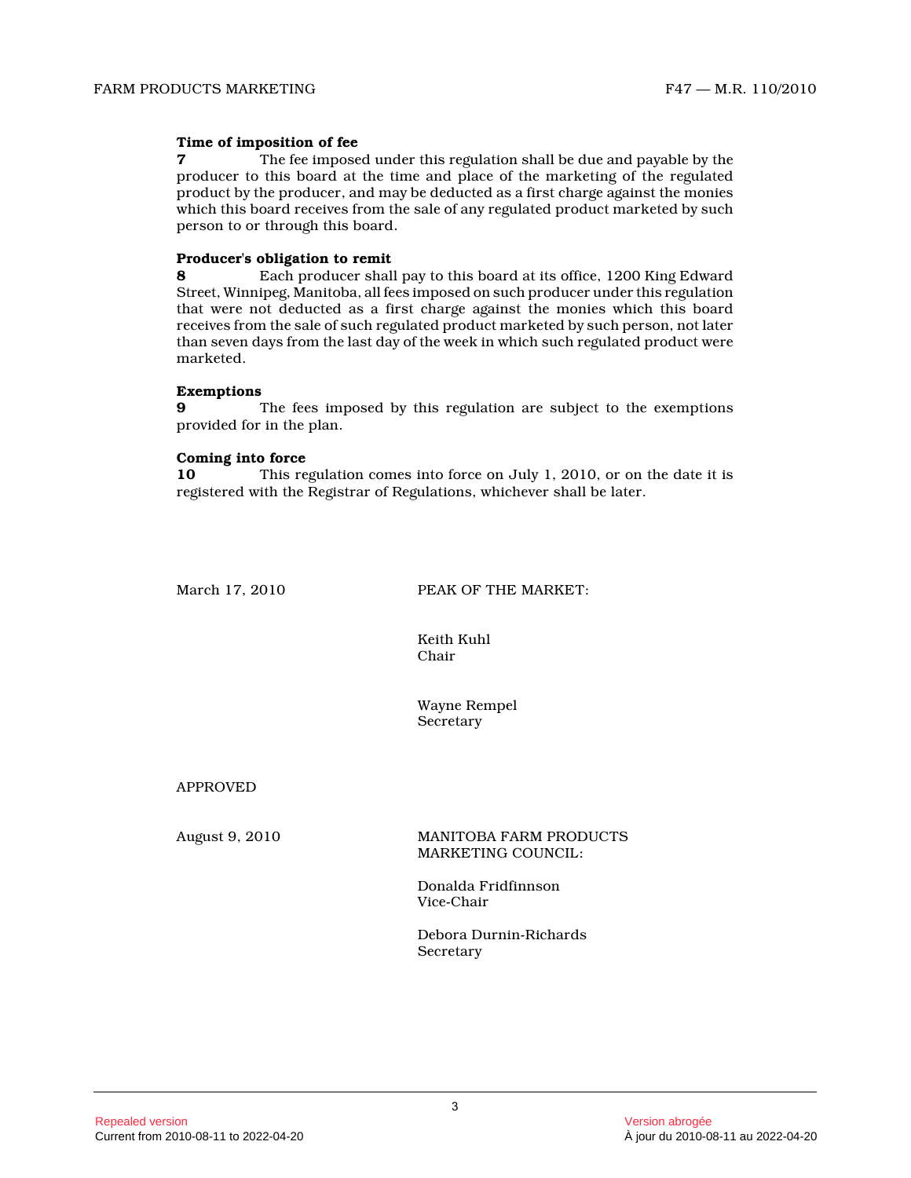### Time of imposition of fee

**7** The fee imposed under this regulation shall be due and payable by the producer to this board at the time and place of the marketing of the regulated product by the producer, and may be deducted as a first charge against the monies which this board receives from the sale of any regulated product marketed by such person to or through this board.

### Producer's obligation to remit

**8** Each producer shall pay to this board at its office, 1200 King Edward Street, Winnipeg, Manitoba, all fees imposed on such producer under this regulation that were not deducted as a first charge against the monies which this board receives from the sale of such regulated product marketed by such person, not later than seven days from the last day of the week in which such regulated product were marketed.

### Exemptions

**9** The fees imposed by this regulation are subject to the exemptions provided for in the plan.

### Coming into force

**10** This regulation comes into force on July 1, 2010, or on the date it is registered with the Registrar of Regulations, whichever shall be later.

March 17, 2010

PEAK OF THE MARKET:

Keith Kuhl
Chair

Wayne Rempel
Secretary

APPROVED

August 9, 2010

MANITOBA FARM PRODUCTS MARKETING COUNCIL:

Donalda Fridfinnson
Vice-Chair

Debora Durnin-Richards
Secretary